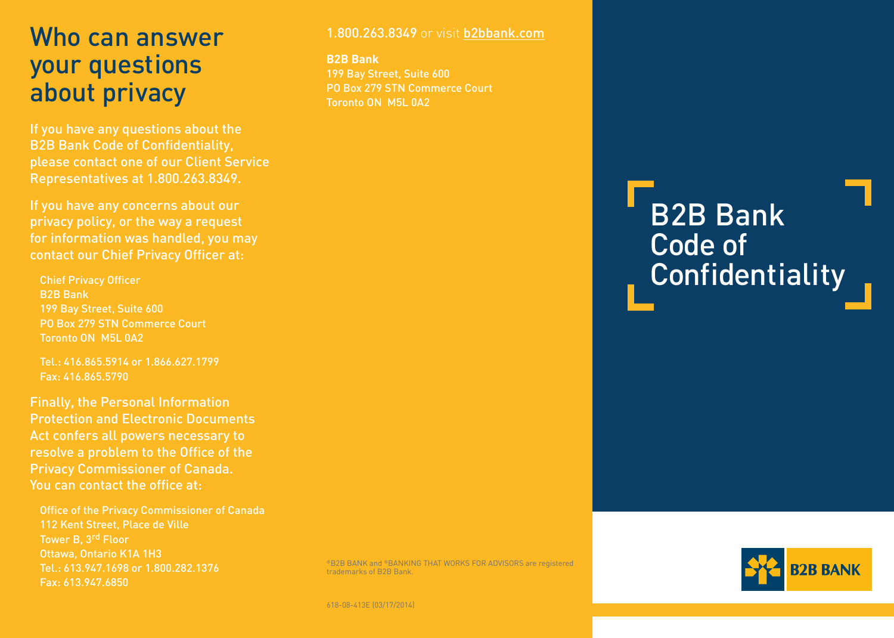# Who can answer your questions about privacy

If you have any questions about the B2B Bank Code of Confidentiality, please contact one of our Client Service Representatives at 1.800.263.8349.

If you have any concerns about our privacy policy, or the way a request for information was handled, you may contact our Chief Privacy Officer at:

Chief Privacy Officer
B2B Bank
199 Bay Street, Suite 600
PO Box 279 STN Commerce Court
Toronto ON M5L 0A2

Tel.: 416.865.5914 or 1.866.627.1799
Fax: 416.865.5790

Finally, the Personal Information Protection and Electronic Documents Act confers all powers necessary to resolve a problem to the Office of the Privacy Commissioner of Canada. You can contact the office at:

Office of the Privacy Commissioner of Canada
112 Kent Street, Place de Ville
Tower B, 3rd Floor
Ottawa, Ontario K1A 1H3
Tel.: 613.947.1698 or 1.800.282.1376
Fax: 613.947.6850

1.800.263.8349 or visit b2bbank.com

**B2B Bank**
199 Bay Street, Suite 600
PO Box 279 STN Commerce Court
Toronto ON M5L 0A2

®B2B BANK and ®BANKING THAT WORKS FOR ADVISORS are registered trademarks of B2B Bank.

618-08-413E (03/17/2014)

# B2B Bank Code of Confidentiality

B2B BANK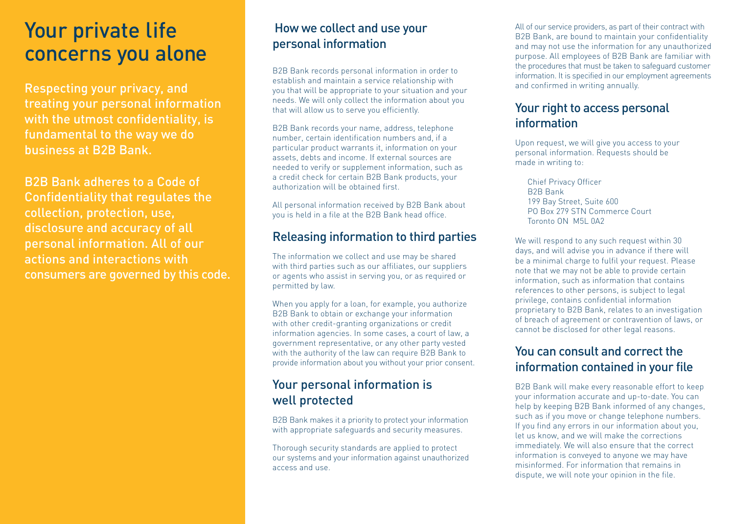# Your private life concerns you alone

Respecting your privacy, and treating your personal information with the utmost confidentiality, is fundamental to the way we do business at B2B Bank.

B2B Bank adheres to a Code of Confidentiality that regulates the collection, protection, use, disclosure and accuracy of all personal information. All of our actions and interactions with consumers are governed by this code.

## How we collect and use your personal information

B2B Bank records personal information in order to establish and maintain a service relationship with you that will be appropriate to your situation and your needs. We will only collect the information about you that will allow us to serve you efficiently.

B2B Bank records your name, address, telephone number, certain identification numbers and, if a particular product warrants it, information on your assets, debts and income. If external sources are needed to verify or supplement information, such as a credit check for certain B2B Bank products, your authorization will be obtained first.

All personal information received by B2B Bank about you is held in a file at the B2B Bank head office.

## Releasing information to third parties

The information we collect and use may be shared with third parties such as our affiliates, our suppliers or agents who assist in serving you, or as required or permitted by law.

When you apply for a loan, for example, you authorize B2B Bank to obtain or exchange your information with other credit-granting organizations or credit information agencies. In some cases, a court of law, a government representative, or any other party vested with the authority of the law can require B2B Bank to provide information about you without your prior consent.

## Your personal information is well protected

B2B Bank makes it a priority to protect your information with appropriate safeguards and security measures.

Thorough security standards are applied to protect our systems and your information against unauthorized access and use.

All of our service providers, as part of their contract with B2B Bank, are bound to maintain your confidentiality and may not use the information for any unauthorized purpose. All employees of B2B Bank are familiar with the procedures that must be taken to safeguard customer information. It is specified in our employment agreements and confirmed in writing annually.

## Your right to access personal information

Upon request, we will give you access to your personal information. Requests should be made in writing to:

Chief Privacy Officer
B2B Bank
199 Bay Street, Suite 600
PO Box 279 STN Commerce Court
Toronto ON M5L 0A2

We will respond to any such request within 30 days, and will advise you in advance if there will be a minimal charge to fulfil your request. Please note that we may not be able to provide certain information, such as information that contains references to other persons, is subject to legal privilege, contains confidential information proprietary to B2B Bank, relates to an investigation of breach of agreement or contravention of laws, or cannot be disclosed for other legal reasons.

## You can consult and correct the information contained in your file

B2B Bank will make every reasonable effort to keep your information accurate and up-to-date. You can help by keeping B2B Bank informed of any changes, such as if you move or change telephone numbers. If you find any errors in our information about you, let us know, and we will make the corrections immediately. We will also ensure that the correct information is conveyed to anyone we may have misinformed. For information that remains in dispute, we will note your opinion in the file.